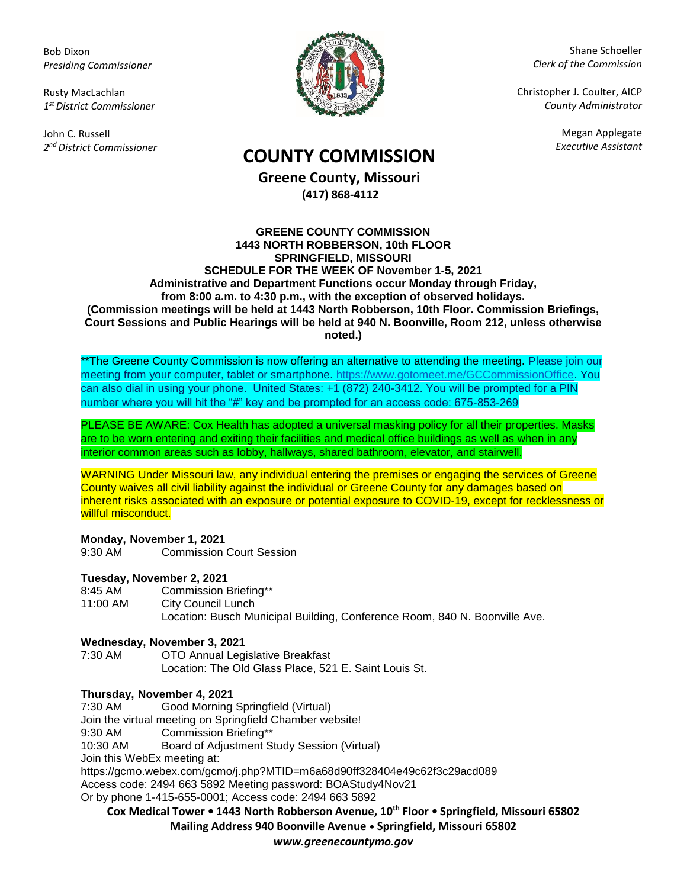Bob Dixon
*Presiding Commissioner*

Rusty MacLachlan
*1st District Commissioner*

John C. Russell
*2nd District Commissioner*

Shane Schoeller
*Clerk of the Commission*

Christopher J. Coulter, AICP
*County Administrator*

Megan Applegate
*Executive Assistant*

# COUNTY COMMISSION

**Greene County, Missouri**
**(417) 868-4112**

**GREENE COUNTY COMMISSION**
**1443 NORTH ROBBERSON, 10th FLOOR**
**SPRINGFIELD, MISSOURI**
**SCHEDULE FOR THE WEEK OF November 1-5, 2021**
**Administrative and Department Functions occur Monday through Friday, from 8:00 a.m. to 4:30 p.m., with the exception of observed holidays.**
**(Commission meetings will be held at 1443 North Robberson, 10th Floor. Commission Briefings, Court Sessions and Public Hearings will be held at 940 N. Boonville, Room 212, unless otherwise noted.)**

**The Greene County Commission is now offering an alternative to attending the meeting. Please join our meeting from your computer, tablet or smartphone. https://www.gotomeet.me/GCCommissionOffice. You can also dial in using your phone. United States: +1 (872) 240-3412. You will be prompted for a PIN number where you will hit the "#" key and be prompted for an access code: 675-853-269

PLEASE BE AWARE: Cox Health has adopted a universal masking policy for all their properties. Masks are to be worn entering and exiting their facilities and medical office buildings as well as when in any interior common areas such as lobby, hallways, shared bathroom, elevator, and stairwell.

WARNING Under Missouri law, any individual entering the premises or engaging the services of Greene County waives all civil liability against the individual or Greene County for any damages based on inherent risks associated with an exposure or potential exposure to COVID-19, except for recklessness or willful misconduct.

**Monday, November 1, 2021**
9:30 AM Commission Court Session

**Tuesday, November 2, 2021**
8:45 AM Commission Briefing**
11:00 AM City Council Lunch
Location: Busch Municipal Building, Conference Room, 840 N. Boonville Ave.

**Wednesday, November 3, 2021**
7:30 AM OTO Annual Legislative Breakfast
Location: The Old Glass Place, 521 E. Saint Louis St.

**Thursday, November 4, 2021**
7:30 AM Good Morning Springfield (Virtual)
Join the virtual meeting on Springfield Chamber website!
9:30 AM Commission Briefing**
10:30 AM Board of Adjustment Study Session (Virtual)
Join this WebEx meeting at:
https://gcmo.webex.com/gcmo/j.php?MTID=m6a68d90ff328404e49c62f3c29acd089
Access code: 2494 663 5892 Meeting password: BOAStudy4Nov21
Or by phone 1-415-655-0001; Access code: 2494 663 5892

**Cox Medical Tower • 1443 North Robberson Avenue, 10th Floor • Springfield, Missouri 65802**
**Mailing Address 940 Boonville Avenue • Springfield, Missouri 65802**
***www.greenecountymo.gov***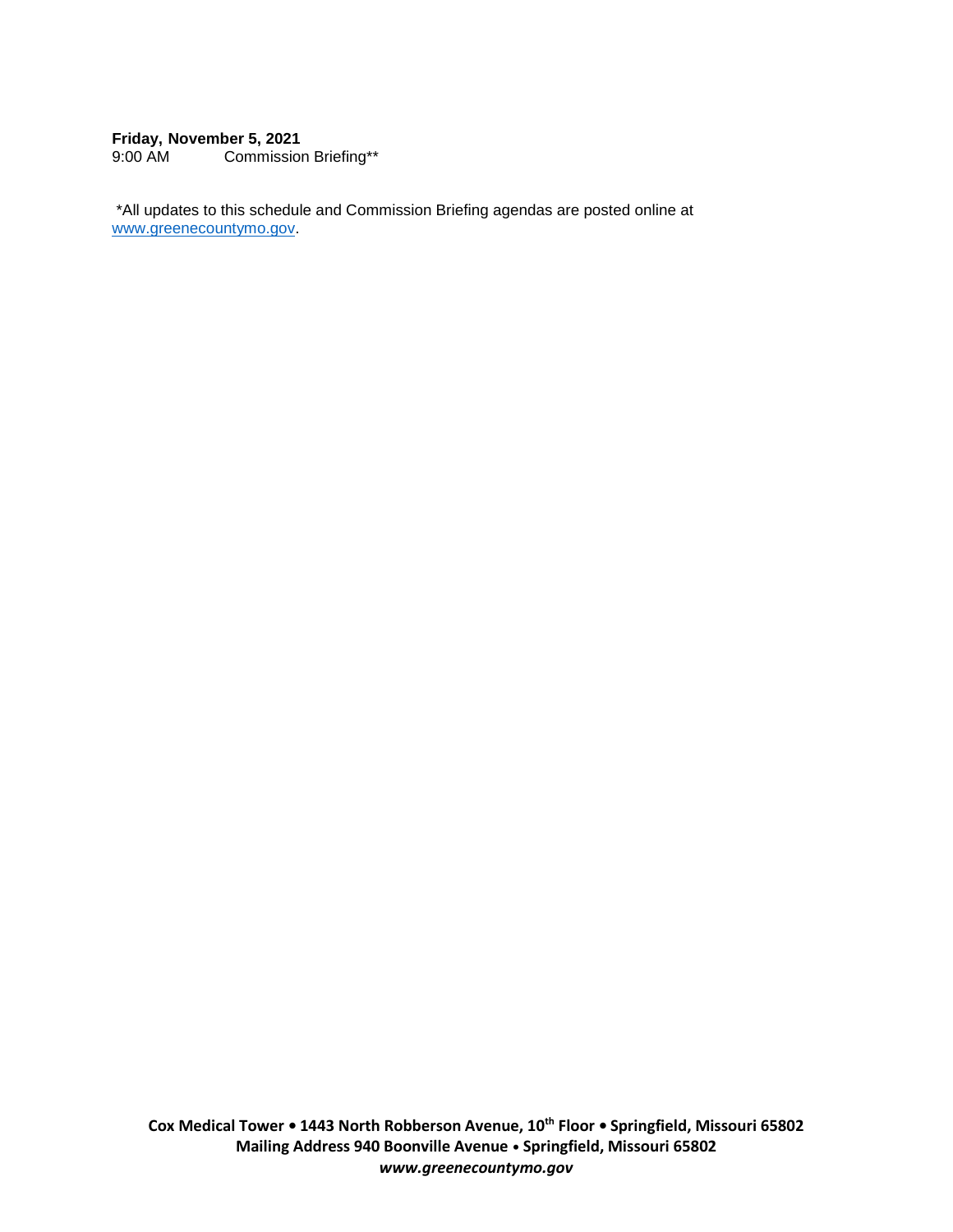**Friday, November 5, 2021**
9:00 AM Commission Briefing**

*All updates to this schedule and Commission Briefing agendas are posted online at www.greenecountymo.gov.

**Cox Medical Tower • 1443 North Robberson Avenue, 10th Floor • Springfield, Missouri 65802**
**Mailing Address 940 Boonville Avenue • Springfield, Missouri 65802**
***www.greenecountymo.gov***